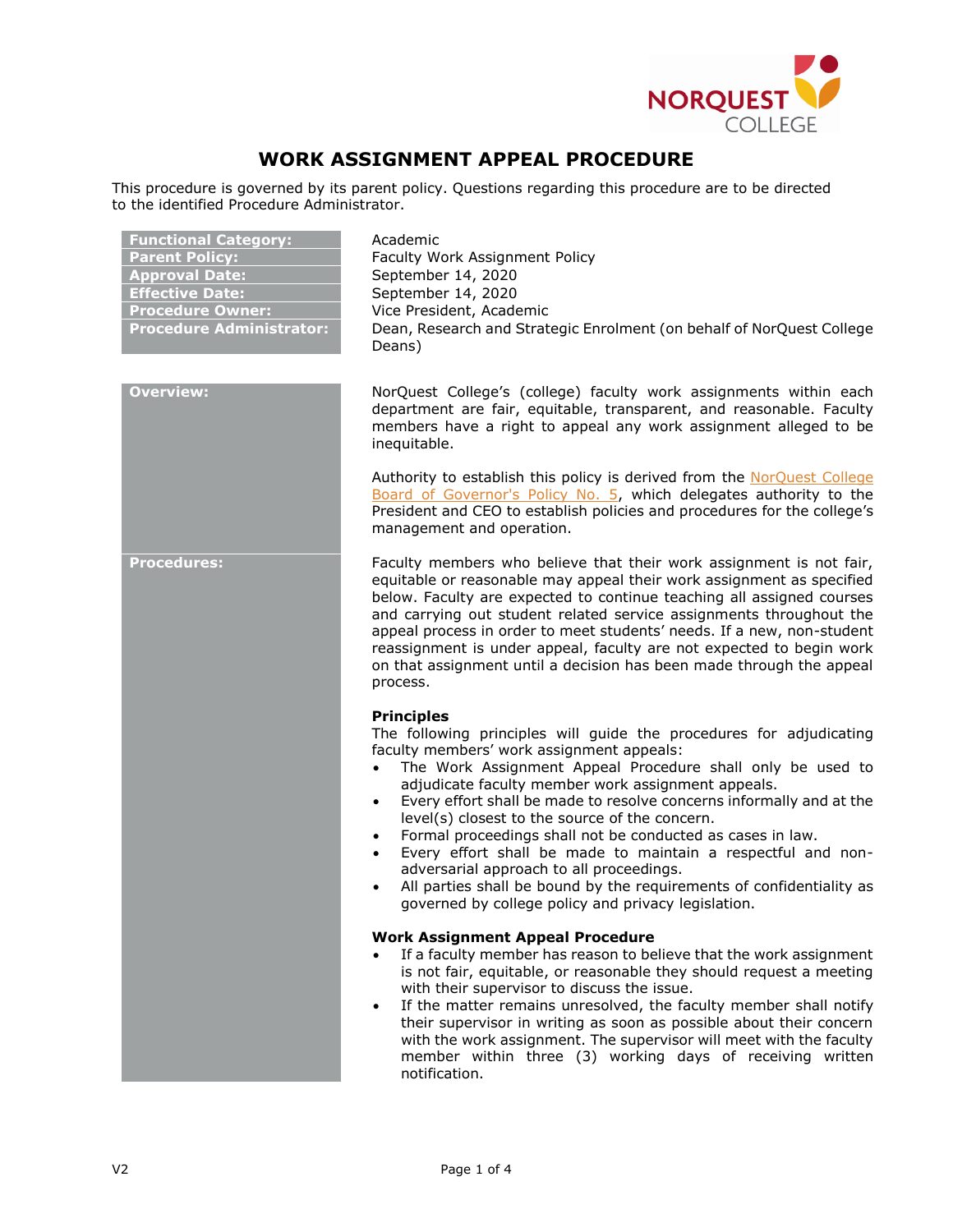# WORK ASSIGNMENT APPEAL PROCEDURE

This procedure is governed by its parent policy. Questions regarding this procedure are to be directed to the identified Procedure Administrator.

| | |
|---|---|
| **Functional Category:** | Academic |
| **Parent Policy:** | Faculty Work Assignment Policy |
| **Approval Date:** | September 14, 2020 |
| **Effective Date:** | September 14, 2020 |
| **Procedure Owner:** | Vice President, Academic |
| **Procedure Administrator:** | Dean, Research and Strategic Enrolment (on behalf of NorQuest College Deans) |

## Overview:

NorQuest College's (college) faculty work assignments within each department are fair, equitable, transparent, and reasonable. Faculty members have a right to appeal any work assignment alleged to be inequitable.

Authority to establish this policy is derived from the NorQuest College Board of Governor's Policy No. 5, which delegates authority to the President and CEO to establish policies and procedures for the college's management and operation.

## Procedures:

Faculty members who believe that their work assignment is not fair, equitable or reasonable may appeal their work assignment as specified below. Faculty are expected to continue teaching all assigned courses and carrying out student related service assignments throughout the appeal process in order to meet students' needs. If a new, non-student reassignment is under appeal, faculty are not expected to begin work on that assignment until a decision has been made through the appeal process.

### Principles

The following principles will guide the procedures for adjudicating faculty members' work assignment appeals:

- The Work Assignment Appeal Procedure shall only be used to adjudicate faculty member work assignment appeals.
- Every effort shall be made to resolve concerns informally and at the level(s) closest to the source of the concern.
- Formal proceedings shall not be conducted as cases in law.
- Every effort shall be made to maintain a respectful and non-adversarial approach to all proceedings.
- All parties shall be bound by the requirements of confidentiality as governed by college policy and privacy legislation.

### Work Assignment Appeal Procedure

- If a faculty member has reason to believe that the work assignment is not fair, equitable, or reasonable they should request a meeting with their supervisor to discuss the issue.
- If the matter remains unresolved, the faculty member shall notify their supervisor in writing as soon as possible about their concern with the work assignment. The supervisor will meet with the faculty member within three (3) working days of receiving written notification.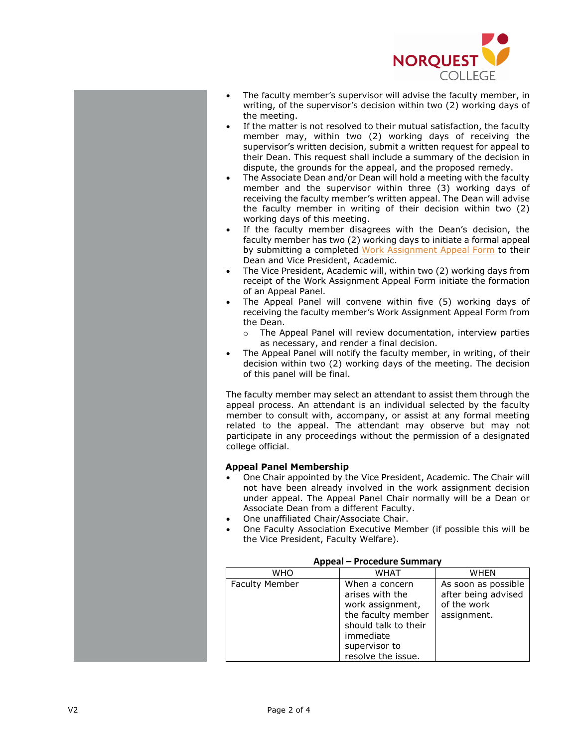- The faculty member's supervisor will advise the faculty member, in writing, of the supervisor's decision within two (2) working days of the meeting.
- If the matter is not resolved to their mutual satisfaction, the faculty member may, within two (2) working days of receiving the supervisor's written decision, submit a written request for appeal to their Dean. This request shall include a summary of the decision in dispute, the grounds for the appeal, and the proposed remedy.
- The Associate Dean and/or Dean will hold a meeting with the faculty member and the supervisor within three (3) working days of receiving the faculty member's written appeal. The Dean will advise the faculty member in writing of their decision within two (2) working days of this meeting.
- If the faculty member disagrees with the Dean's decision, the faculty member has two (2) working days to initiate a formal appeal by submitting a completed Work Assignment Appeal Form to their Dean and Vice President, Academic.
- The Vice President, Academic will, within two (2) working days from receipt of the Work Assignment Appeal Form initiate the formation of an Appeal Panel.
- The Appeal Panel will convene within five (5) working days of receiving the faculty member's Work Assignment Appeal Form from the Dean.
  - The Appeal Panel will review documentation, interview parties as necessary, and render a final decision.
- The Appeal Panel will notify the faculty member, in writing, of their decision within two (2) working days of the meeting. The decision of this panel will be final.

The faculty member may select an attendant to assist them through the appeal process. An attendant is an individual selected by the faculty member to consult with, accompany, or assist at any formal meeting related to the appeal. The attendant may observe but may not participate in any proceedings without the permission of a designated college official.

**Appeal Panel Membership**

- One Chair appointed by the Vice President, Academic. The Chair will not have been already involved in the work assignment decision under appeal. The Appeal Panel Chair normally will be a Dean or Associate Dean from a different Faculty.
- One unaffiliated Chair/Associate Chair.
- One Faculty Association Executive Member (if possible this will be the Vice President, Faculty Welfare).

**Appeal – Procedure Summary**

| WHO | WHAT | WHEN |
|---|---|---|
| Faculty Member | When a concern arises with the work assignment, the faculty member should talk to their immediate supervisor to resolve the issue. | As soon as possible after being advised of the work assignment. |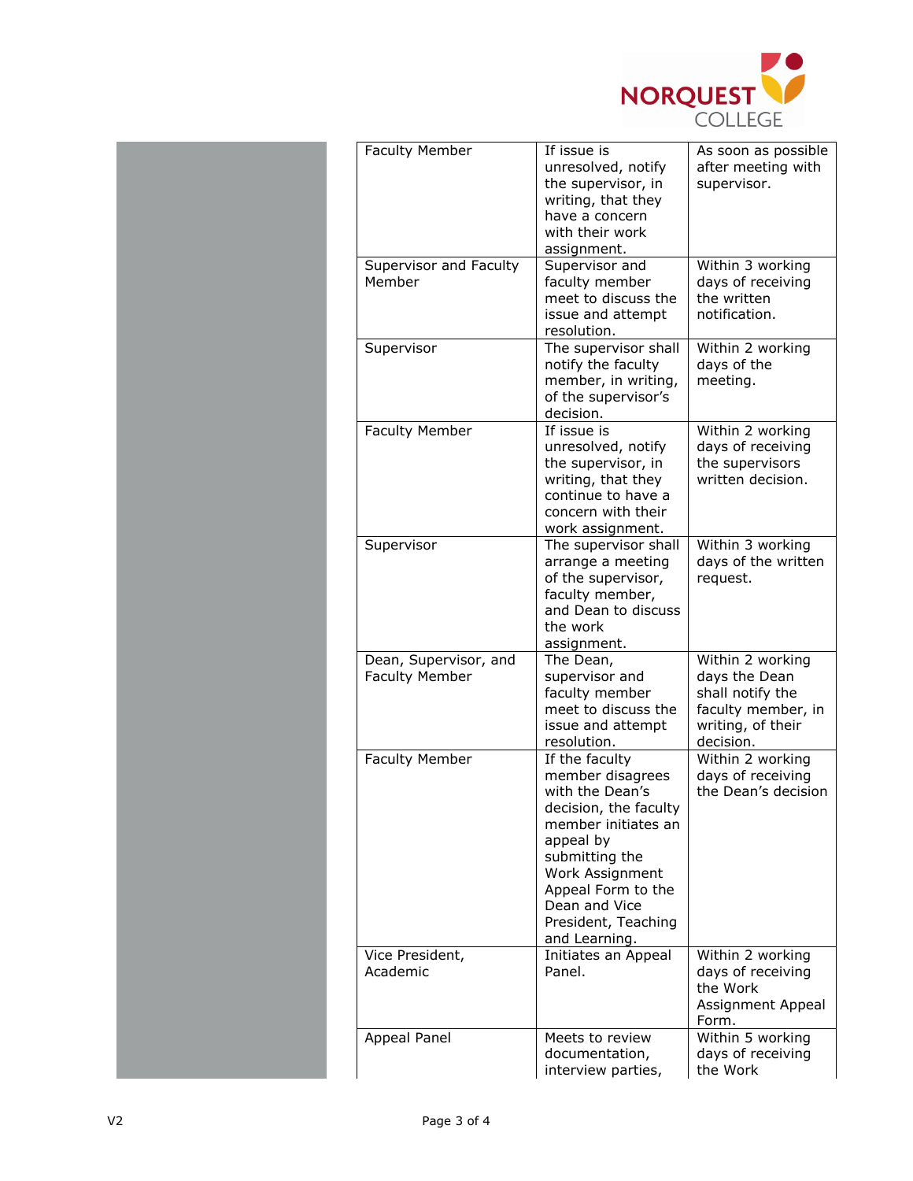| Faculty Member | If issue is unresolved, notify the supervisor, in writing, that they have a concern with their work assignment. | As soon as possible after meeting with supervisor. |
|---|---|---|
| Supervisor and Faculty Member | Supervisor and faculty member meet to discuss the issue and attempt resolution. | Within 3 working days of receiving the written notification. |
| Supervisor | The supervisor shall notify the faculty member, in writing, of the supervisor's decision. | Within 2 working days of the meeting. |
| Faculty Member | If issue is unresolved, notify the supervisor, in writing, that they continue to have a concern with their work assignment. | Within 2 working days of receiving the supervisors written decision. |
| Supervisor | The supervisor shall arrange a meeting of the supervisor, faculty member, and Dean to discuss the work assignment. | Within 3 working days of the written request. |
| Dean, Supervisor, and Faculty Member | The Dean, supervisor and faculty member meet to discuss the issue and attempt resolution. | Within 2 working days the Dean shall notify the faculty member, in writing, of their decision. |
| Faculty Member | If the faculty member disagrees with the Dean's decision, the faculty member initiates an appeal by submitting the Work Assignment Appeal Form to the Dean and Vice President, Teaching and Learning. | Within 2 working days of receiving the Dean's decision |
| Vice President, Academic | Initiates an Appeal Panel. | Within 2 working days of receiving the Work Assignment Appeal Form. |
| Appeal Panel | Meets to review documentation, interview parties, | Within 5 working days of receiving the Work |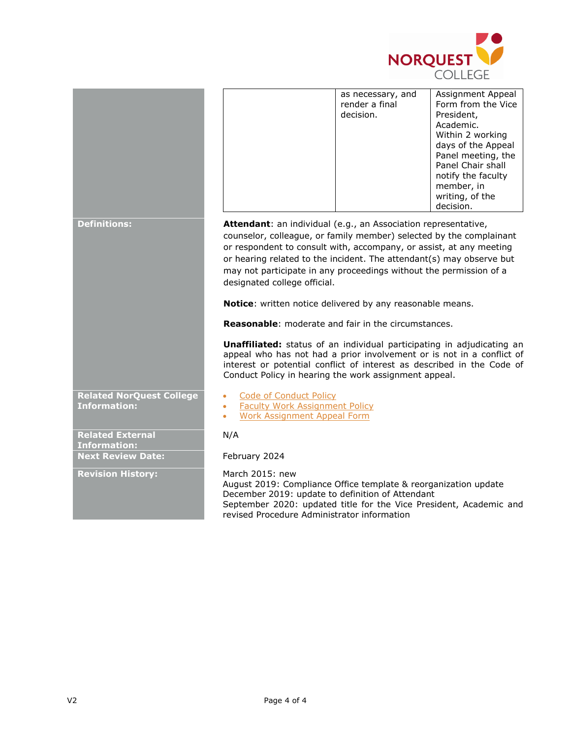| | | |
|---|---|---|
| | as necessary, and render a final decision. | Assignment Appeal Form from the Vice President, Academic. Within 2 working days of the Appeal Panel meeting, the Panel Chair shall notify the faculty member, in writing, of the decision. |

| | |
|---|---|
| **Definitions:** | **Attendant**: an individual (e.g., an Association representative, counselor, colleague, or family member) selected by the complainant or respondent to consult with, accompany, or assist, at any meeting or hearing related to the incident. The attendant(s) may observe but may not participate in any proceedings without the permission of a designated college official.<br><br>**Notice**: written notice delivered by any reasonable means.<br><br>**Reasonable**: moderate and fair in the circumstances.<br><br>**Unaffiliated:** status of an individual participating in adjudicating an appeal who has not had a prior involvement or is not in a conflict of interest or potential conflict of interest as described in the Code of Conduct Policy in hearing the work assignment appeal. |
| **Related NorQuest College Information:** | • Code of Conduct Policy<br>• Faculty Work Assignment Policy<br>• Work Assignment Appeal Form |
| **Related External Information:** | N/A |
| **Next Review Date:** | February 2024 |
| **Revision History:** | March 2015: new<br>August 2019: Compliance Office template & reorganization update<br>December 2019: update to definition of Attendant<br>September 2020: updated title for the Vice President, Academic and revised Procedure Administrator information |

V2